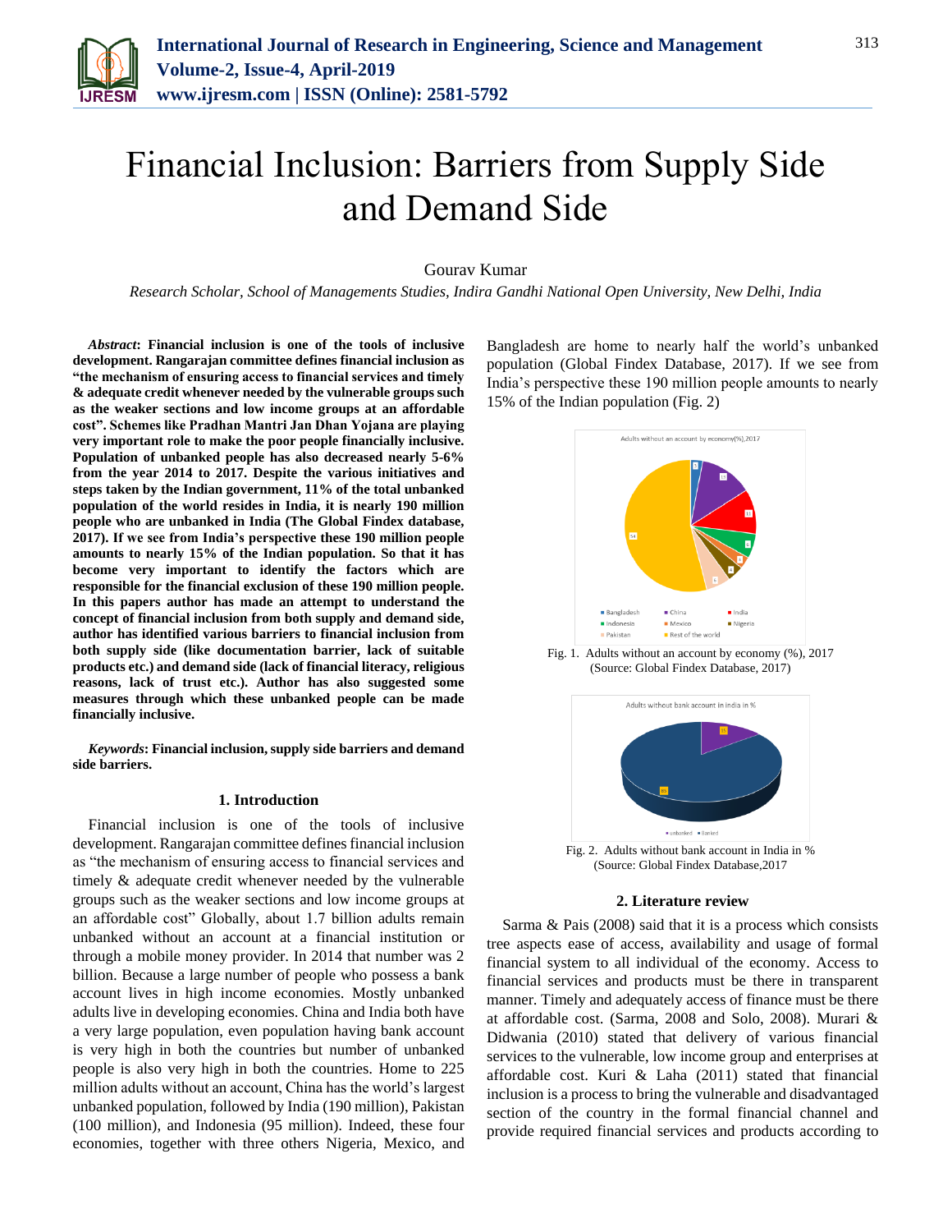# Financial Inclusion: Barriers from Supply Side and Demand Side

Gourav Kumar

*Research Scholar, School of Managements Studies, Indira Gandhi National Open University, New Delhi, India*

***Abstract*: Financial inclusion is one of the tools of inclusive development. Rangarajan committee defines financial inclusion as "the mechanism of ensuring access to financial services and timely & adequate credit whenever needed by the vulnerable groups such as the weaker sections and low income groups at an affordable cost". Schemes like Pradhan Mantri Jan Dhan Yojana are playing very important role to make the poor people financially inclusive. Population of unbanked people has also decreased nearly 5-6% from the year 2014 to 2017. Despite the various initiatives and steps taken by the Indian government, 11% of the total unbanked population of the world resides in India, it is nearly 190 million people who are unbanked in India (The Global Findex database, 2017). If we see from India's perspective these 190 million people amounts to nearly 15% of the Indian population. So that it has become very important to identify the factors which are responsible for the financial exclusion of these 190 million people. In this papers author has made an attempt to understand the concept of financial inclusion from both supply and demand side, author has identified various barriers to financial inclusion from both supply side (like documentation barrier, lack of suitable products etc.) and demand side (lack of financial literacy, religious reasons, lack of trust etc.). Author has also suggested some measures through which these unbanked people can be made financially inclusive.**

***Keywords*: Financial inclusion, supply side barriers and demand side barriers.**

## 1. Introduction

Financial inclusion is one of the tools of inclusive development. Rangarajan committee defines financial inclusion as "the mechanism of ensuring access to financial services and timely & adequate credit whenever needed by the vulnerable groups such as the weaker sections and low income groups at an affordable cost" Globally, about 1.7 billion adults remain unbanked without an account at a financial institution or through a mobile money provider. In 2014 that number was 2 billion. Because a large number of people who possess a bank account lives in high income economies. Mostly unbanked adults live in developing economies. China and India both have a very large population, even population having bank account is very high in both the countries but number of unbanked people is also very high in both the countries. Home to 225 million adults without an account, China has the world's largest unbanked population, followed by India (190 million), Pakistan (100 million), and Indonesia (95 million). Indeed, these four economies, together with three others Nigeria, Mexico, and Bangladesh are home to nearly half the world's unbanked population (Global Findex Database, 2017). If we see from India's perspective these 190 million people amounts to nearly 15% of the Indian population (Fig. 2)

Fig. 1. Adults without an account by economy (%), 2017 (Source: Global Findex Database, 2017)

Fig. 2. Adults without bank account in India in % (Source: Global Findex Database,2017

## 2. Literature review

Sarma & Pais (2008) said that it is a process which consists tree aspects ease of access, availability and usage of formal financial system to all individual of the economy. Access to financial services and products must be there in transparent manner. Timely and adequately access of finance must be there at affordable cost. (Sarma, 2008 and Solo, 2008). Murari & Didwania (2010) stated that delivery of various financial services to the vulnerable, low income group and enterprises at affordable cost. Kuri & Laha (2011) stated that financial inclusion is a process to bring the vulnerable and disadvantaged section of the country in the formal financial channel and provide required financial services and products according to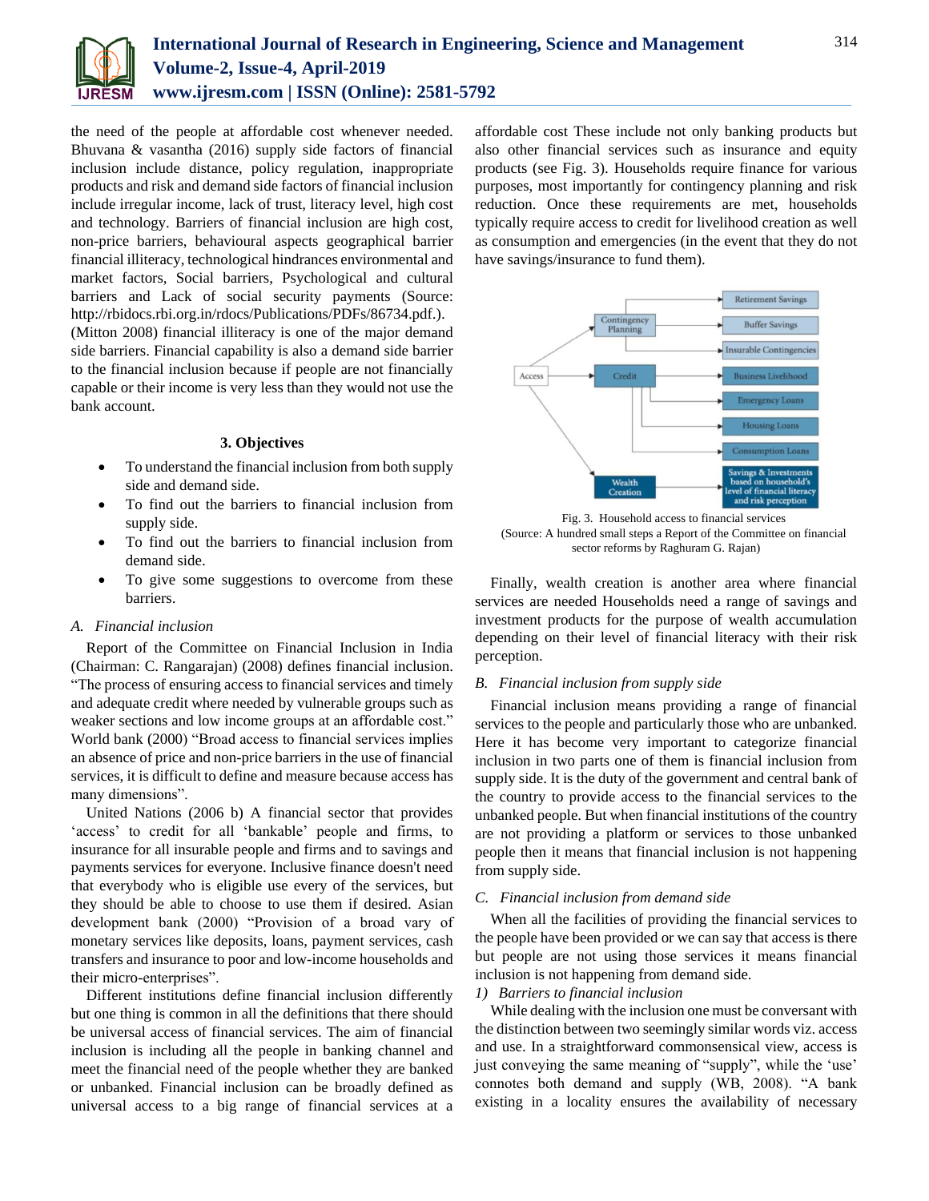the need of the people at affordable cost whenever needed. Bhuvana & vasantha (2016) supply side factors of financial inclusion include distance, policy regulation, inappropriate products and risk and demand side factors of financial inclusion include irregular income, lack of trust, literacy level, high cost and technology. Barriers of financial inclusion are high cost, non-price barriers, behavioural aspects geographical barrier financial illiteracy, technological hindrances environmental and market factors, Social barriers, Psychological and cultural barriers and Lack of social security payments (Source: http://rbidocs.rbi.org.in/rdocs/Publications/PDFs/86734.pdf.). (Mitton 2008) financial illiteracy is one of the major demand side barriers. Financial capability is also a demand side barrier to the financial inclusion because if people are not financially capable or their income is very less than they would not use the bank account.

## 3. Objectives

- To understand the financial inclusion from both supply side and demand side.
- To find out the barriers to financial inclusion from supply side.
- To find out the barriers to financial inclusion from demand side.
- To give some suggestions to overcome from these barriers.

### *A. Financial inclusion*

Report of the Committee on Financial Inclusion in India (Chairman: C. Rangarajan) (2008) defines financial inclusion. "The process of ensuring access to financial services and timely and adequate credit where needed by vulnerable groups such as weaker sections and low income groups at an affordable cost." World bank (2000) "Broad access to financial services implies an absence of price and non-price barriers in the use of financial services, it is difficult to define and measure because access has many dimensions".

United Nations (2006 b) A financial sector that provides 'access' to credit for all 'bankable' people and firms, to insurance for all insurable people and firms and to savings and payments services for everyone. Inclusive finance doesn't need that everybody who is eligible use every of the services, but they should be able to choose to use them if desired. Asian development bank (2000) "Provision of a broad vary of monetary services like deposits, loans, payment services, cash transfers and insurance to poor and low-income households and their micro-enterprises".

Different institutions define financial inclusion differently but one thing is common in all the definitions that there should be universal access of financial services. The aim of financial inclusion is including all the people in banking channel and meet the financial need of the people whether they are banked or unbanked. Financial inclusion can be broadly defined as universal access to a big range of financial services at a affordable cost These include not only banking products but also other financial services such as insurance and equity products (see Fig. 3). Households require finance for various purposes, most importantly for contingency planning and risk reduction. Once these requirements are met, households typically require access to credit for livelihood creation as well as consumption and emergencies (in the event that they do not have savings/insurance to fund them).

Fig. 3. Household access to financial services
(Source: A hundred small steps a Report of the Committee on financial sector reforms by Raghuram G. Rajan)

Finally, wealth creation is another area where financial services are needed Households need a range of savings and investment products for the purpose of wealth accumulation depending on their level of financial literacy with their risk perception.

### *B. Financial inclusion from supply side*

Financial inclusion means providing a range of financial services to the people and particularly those who are unbanked. Here it has become very important to categorize financial inclusion in two parts one of them is financial inclusion from supply side. It is the duty of the government and central bank of the country to provide access to the financial services to the unbanked people. But when financial institutions of the country are not providing a platform or services to those unbanked people then it means that financial inclusion is not happening from supply side.

### *C. Financial inclusion from demand side*

When all the facilities of providing the financial services to the people have been provided or we can say that access is there but people are not using those services it means financial inclusion is not happening from demand side.

#### *1) Barriers to financial inclusion*

While dealing with the inclusion one must be conversant with the distinction between two seemingly similar words viz. access and use. In a straightforward commonsensical view, access is just conveying the same meaning of "supply", while the 'use' connotes both demand and supply (WB, 2008). "A bank existing in a locality ensures the availability of necessary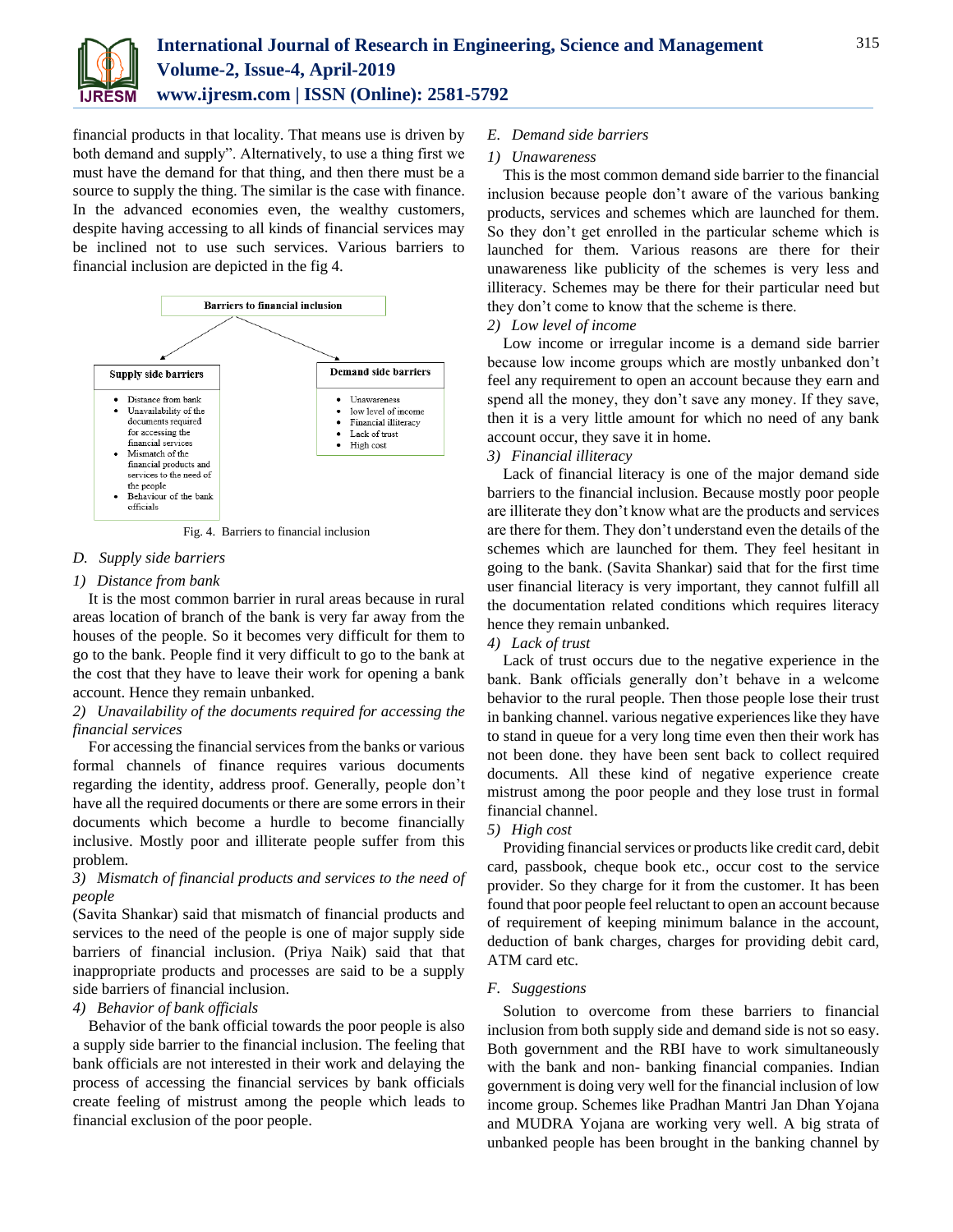financial products in that locality. That means use is driven by both demand and supply". Alternatively, to use a thing first we must have the demand for that thing, and then there must be a source to supply the thing. The similar is the case with finance. In the advanced economies even, the wealthy customers, despite having accessing to all kinds of financial services may be inclined not to use such services. Various barriers to financial inclusion are depicted in the fig 4.

**Barriers to financial inclusion**

**Supply side barriers**
- Distance from bank
- Unavailability of the documents required for accessing the financial services
- Mismatch of the financial products and services to the need of the people
- Behaviour of the bank officials

**Demand side barriers**
- Unawareness
- low level of income
- Financial illiteracy
- Lack of trust
- High cost

Fig. 4. Barriers to financial inclusion

### D. Supply side barriers

#### 1) Distance from bank

It is the most common barrier in rural areas because in rural areas location of branch of the bank is very far away from the houses of the people. So it becomes very difficult for them to go to the bank. People find it very difficult to go to the bank at the cost that they have to leave their work for opening a bank account. Hence they remain unbanked.

#### 2) Unavailability of the documents required for accessing the financial services

For accessing the financial services from the banks or various formal channels of finance requires various documents regarding the identity, address proof. Generally, people don't have all the required documents or there are some errors in their documents which become a hurdle to become financially inclusive. Mostly poor and illiterate people suffer from this problem.

#### 3) Mismatch of financial products and services to the need of people

(Savita Shankar) said that mismatch of financial products and services to the need of the people is one of major supply side barriers of financial inclusion. (Priya Naik) said that that inappropriate products and processes are said to be a supply side barriers of financial inclusion.

#### 4) Behavior of bank officials

Behavior of the bank official towards the poor people is also a supply side barrier to the financial inclusion. The feeling that bank officials are not interested in their work and delaying the process of accessing the financial services by bank officials create feeling of mistrust among the people which leads to financial exclusion of the poor people.

### E. Demand side barriers

#### 1) Unawareness

This is the most common demand side barrier to the financial inclusion because people don't aware of the various banking products, services and schemes which are launched for them. So they don't get enrolled in the particular scheme which is launched for them. Various reasons are there for their unawareness like publicity of the schemes is very less and illiteracy. Schemes may be there for their particular need but they don't come to know that the scheme is there.

#### 2) Low level of income

Low income or irregular income is a demand side barrier because low income groups which are mostly unbanked don't feel any requirement to open an account because they earn and spend all the money, they don't save any money. If they save, then it is a very little amount for which no need of any bank account occur, they save it in home.

#### 3) Financial illiteracy

Lack of financial literacy is one of the major demand side barriers to the financial inclusion. Because mostly poor people are illiterate they don't know what are the products and services are there for them. They don't understand even the details of the schemes which are launched for them. They feel hesitant in going to the bank. (Savita Shankar) said that for the first time user financial literacy is very important, they cannot fulfill all the documentation related conditions which requires literacy hence they remain unbanked.

#### 4) Lack of trust

Lack of trust occurs due to the negative experience in the bank. Bank officials generally don't behave in a welcome behavior to the rural people. Then those people lose their trust in banking channel. various negative experiences like they have to stand in queue for a very long time even then their work has not been done. they have been sent back to collect required documents. All these kind of negative experience create mistrust among the poor people and they lose trust in formal financial channel.

#### 5) High cost

Providing financial services or products like credit card, debit card, passbook, cheque book etc., occur cost to the service provider. So they charge for it from the customer. It has been found that poor people feel reluctant to open an account because of requirement of keeping minimum balance in the account, deduction of bank charges, charges for providing debit card, ATM card etc.

### F. Suggestions

Solution to overcome from these barriers to financial inclusion from both supply side and demand side is not so easy. Both government and the RBI have to work simultaneously with the bank and non- banking financial companies. Indian government is doing very well for the financial inclusion of low income group. Schemes like Pradhan Mantri Jan Dhan Yojana and MUDRA Yojana are working very well. A big strata of unbanked people has been brought in the banking channel by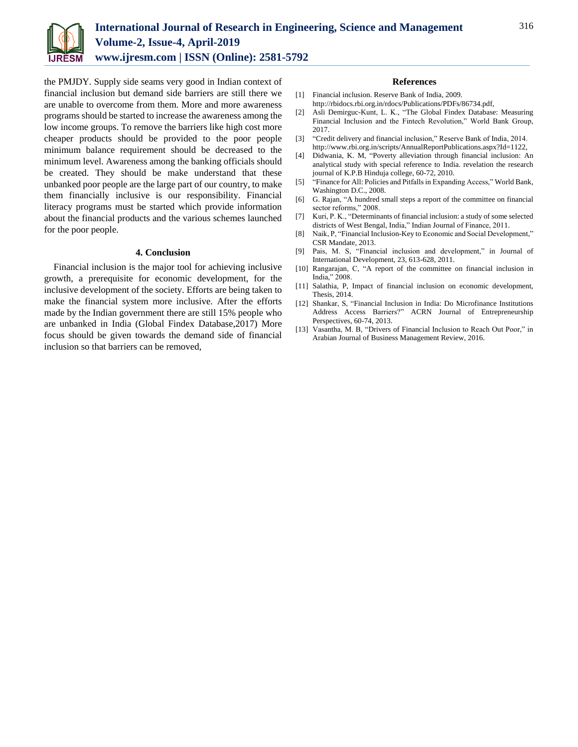the PMJDY. Supply side seams very good in Indian context of financial inclusion but demand side barriers are still there we are unable to overcome from them. More and more awareness programs should be started to increase the awareness among the low income groups. To remove the barriers like high cost more cheaper products should be provided to the poor people minimum balance requirement should be decreased to the minimum level. Awareness among the banking officials should be created. They should be make understand that these unbanked poor people are the large part of our country, to make them financially inclusive is our responsibility. Financial literacy programs must be started which provide information about the financial products and the various schemes launched for the poor people.

## 4. Conclusion

Financial inclusion is the major tool for achieving inclusive growth, a prerequisite for economic development, for the inclusive development of the society. Efforts are being taken to make the financial system more inclusive. After the efforts made by the Indian government there are still 15% people who are unbanked in India (Global Findex Database,2017) More focus should be given towards the demand side of financial inclusion so that barriers can be removed,

## References

[1] Financial inclusion. Reserve Bank of India, 2009. http://rbidocs.rbi.org.in/rdocs/Publications/PDFs/86734.pdf,

[2] Asli Demirguc-Kunt, L. K., "The Global Findex Database: Measuring Financial Inclusion and the Fintech Revolution," World Bank Group, 2017.

[3] "Credit delivery and financial inclusion," Reserve Bank of India, 2014. http://www.rbi.org.in/scripts/AnnualReportPublications.aspx?Id=1122,

[4] Didwania, K. M, "Poverty alleviation through financial inclusion: An analytical study with special reference to India. revelation the research journal of K.P.B Hinduja college, 60-72, 2010.

[5] "Finance for All: Policies and Pitfalls in Expanding Access," World Bank, Washington D.C., 2008.

[6] G. Rajan, "A hundred small steps a report of the committee on financial sector reforms," 2008.

[7] Kuri, P. K., "Determinants of financial inclusion: a study of some selected districts of West Bengal, India," Indian Journal of Finance, 2011.

[8] Naik, P, "Financial Inclusion-Key to Economic and Social Development," CSR Mandate, 2013.

[9] Pais, M. S, "Financial inclusion and development," in Journal of International Development, 23, 613-628, 2011.

[10] Rangarajan, C, "A report of the committee on financial inclusion in India," 2008.

[11] Salathia, P, Impact of financial inclusion on economic development, Thesis, 2014.

[12] Shankar, S, "Financial Inclusion in India: Do Microfinance Institutions Address Access Barriers?" ACRN Journal of Entrepreneurship Perspectives, 60-74, 2013.

[13] Vasantha, M. B, "Drivers of Financial Inclusion to Reach Out Poor," in Arabian Journal of Business Management Review, 2016.